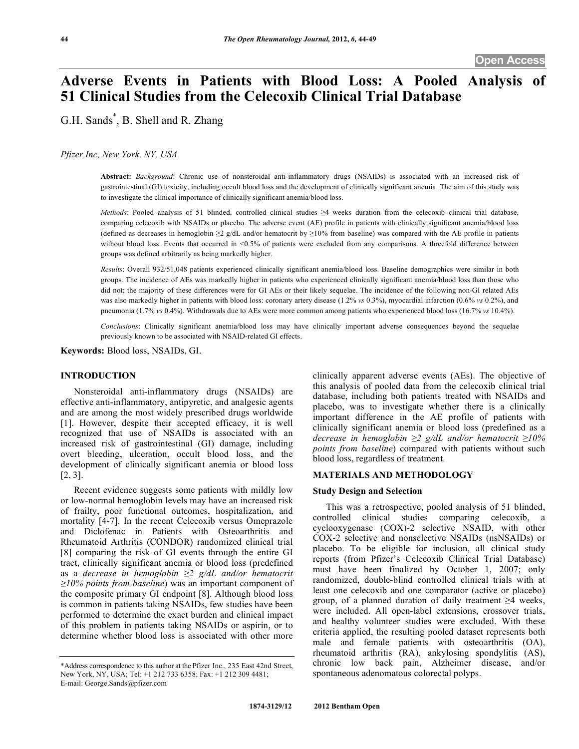# Adverse Events in Patients with Blood Loss: A Pooled Analysis of 51 Clinical Studies from the Celecoxib Clinical Trial Database

G.H. Sands[*], B. Shell and R. Zhang

*Pfizer Inc, New York, NY, USA*

**Abstract:** *Background*: Chronic use of nonsteroidal anti-inflammatory drugs (NSAIDs) is associated with an increased risk of gastrointestinal (GI) toxicity, including occult blood loss and the development of clinically significant anemia. The aim of this study was to investigate the clinical importance of clinically significant anemia/blood loss.

*Methods*: Pooled analysis of 51 blinded, controlled clinical studies ≥4 weeks duration from the celecoxib clinical trial database, comparing celecoxib with NSAIDs or placebo. The adverse event (AE) profile in patients with clinically significant anemia/blood loss (defined as decreases in hemoglobin ≥2 g/dL and/or hematocrit by ≥10% from baseline) was compared with the AE profile in patients without blood loss. Events that occurred in <0.5% of patients were excluded from any comparisons. A threefold difference between groups was defined arbitrarily as being markedly higher.

*Results*: Overall 932/51,048 patients experienced clinically significant anemia/blood loss. Baseline demographics were similar in both groups. The incidence of AEs was markedly higher in patients who experienced clinically significant anemia/blood loss than those who did not; the majority of these differences were for GI AEs or their likely sequelae. The incidence of the following non-GI related AEs was also markedly higher in patients with blood loss: coronary artery disease (1.2% *vs* 0.3%), myocardial infarction (0.6% *vs* 0.2%), and pneumonia (1.7% *vs* 0.4%). Withdrawals due to AEs were more common among patients who experienced blood loss (16.7% *vs* 10.4%).

*Conclusions*: Clinically significant anemia/blood loss may have clinically important adverse consequences beyond the sequelae previously known to be associated with NSAID-related GI effects.

**Keywords:** Blood loss, NSAIDs, GI.

## INTRODUCTION

Nonsteroidal anti-inflammatory drugs (NSAIDs) are effective anti-inflammatory, antipyretic, and analgesic agents and are among the most widely prescribed drugs worldwide [1]. However, despite their accepted efficacy, it is well recognized that use of NSAIDs is associated with an increased risk of gastrointestinal (GI) damage, including overt bleeding, ulceration, occult blood loss, and the development of clinically significant anemia or blood loss [2, 3].

Recent evidence suggests some patients with mildly low or low-normal hemoglobin levels may have an increased risk of frailty, poor functional outcomes, hospitalization, and mortality [4-7]. In the recent Celecoxib versus Omeprazole and Diclofenac in Patients with Osteoarthritis and Rheumatoid Arthritis (CONDOR) randomized clinical trial [8] comparing the risk of GI events through the entire GI tract, clinically significant anemia or blood loss (predefined as a *decrease in hemoglobin ≥2 g/dL and/or hematocrit ≥10% points from baseline*) was an important component of the composite primary GI endpoint [8]. Although blood loss is common in patients taking NSAIDs, few studies have been performed to determine the exact burden and clinical impact of this problem in patients taking NSAIDs or aspirin, or to determine whether blood loss is associated with other more clinically apparent adverse events (AEs). The objective of this analysis of pooled data from the celecoxib clinical trial database, including both patients treated with NSAIDs and placebo, was to investigate whether there is a clinically important difference in the AE profile of patients with clinically significant anemia or blood loss (predefined as a *decrease in hemoglobin ≥2 g/dL and/or hematocrit ≥10% points from baseline*) compared with patients without such blood loss, regardless of treatment.

## MATERIALS AND METHODOLOGY

### Study Design and Selection

This was a retrospective, pooled analysis of 51 blinded, controlled clinical studies comparing celecoxib, a cyclooxygenase (COX)-2 selective NSAID, with other COX-2 selective and nonselective NSAIDs (nsNSAIDs) or placebo. To be eligible for inclusion, all clinical study reports (from Pfizer's Celecoxib Clinical Trial Database) must have been finalized by October 1, 2007; only randomized, double-blind controlled clinical trials with at least one celecoxib and one comparator (active or placebo) group, of a planned duration of daily treatment ≥4 weeks, were included. All open-label extensions, crossover trials, and healthy volunteer studies were excluded. With these criteria applied, the resulting pooled dataset represents both male and female patients with osteoarthritis (OA), rheumatoid arthritis (RA), ankylosing spondylitis (AS), chronic low back pain, Alzheimer disease, and/or spontaneous adenomatous colorectal polyps.

*Address correspondence to this author at the Pfizer Inc., 235 East 42nd Street, New York, NY, USA; Tel: +1 212 733 6358; Fax: +1 212 309 4481; E-mail: George.Sands@pfizer.com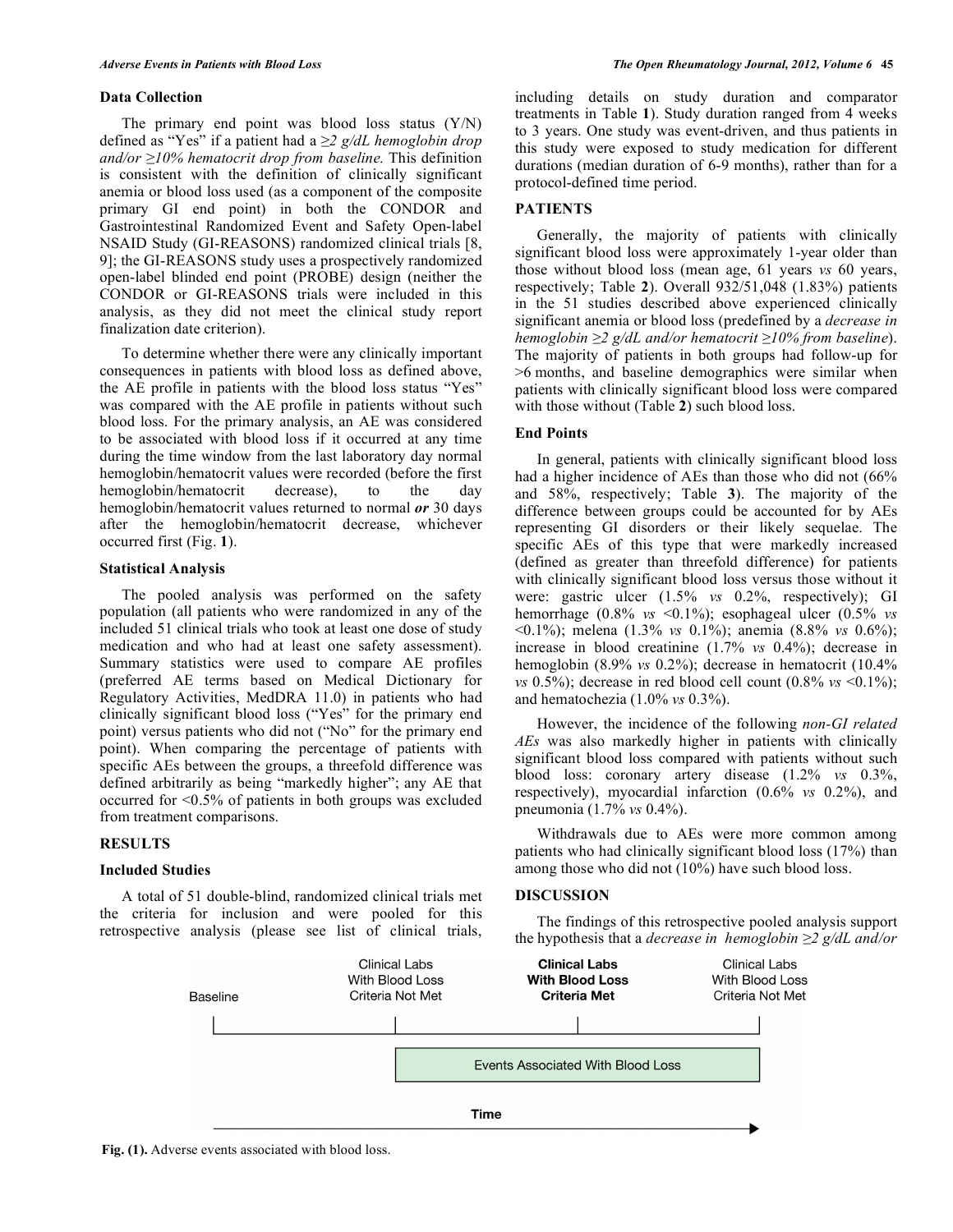### Data Collection

The primary end point was blood loss status (Y/N) defined as "Yes" if a patient had a *≥2 g/dL hemoglobin drop and/or ≥10% hematocrit drop from baseline.* This definition is consistent with the definition of clinically significant anemia or blood loss used (as a component of the composite primary GI end point) in both the CONDOR and Gastrointestinal Randomized Event and Safety Open-label NSAID Study (GI-REASONS) randomized clinical trials [8, 9]; the GI-REASONS study uses a prospectively randomized open-label blinded end point (PROBE) design (neither the CONDOR or GI-REASONS trials were included in this analysis, as they did not meet the clinical study report finalization date criterion).

To determine whether there were any clinically important consequences in patients with blood loss as defined above, the AE profile in patients with the blood loss status "Yes" was compared with the AE profile in patients without such blood loss. For the primary analysis, an AE was considered to be associated with blood loss if it occurred at any time during the time window from the last laboratory day normal hemoglobin/hematocrit values were recorded (before the first hemoglobin/hematocrit decrease), to the day hemoglobin/hematocrit values returned to normal ***or*** 30 days after the hemoglobin/hematocrit decrease, whichever occurred first (Fig. **1**).

### Statistical Analysis

The pooled analysis was performed on the safety population (all patients who were randomized in any of the included 51 clinical trials who took at least one dose of study medication and who had at least one safety assessment). Summary statistics were used to compare AE profiles (preferred AE terms based on Medical Dictionary for Regulatory Activities, MedDRA 11.0) in patients who had clinically significant blood loss ("Yes" for the primary end point) versus patients who did not ("No" for the primary end point). When comparing the percentage of patients with specific AEs between the groups, a threefold difference was defined arbitrarily as being "markedly higher"; any AE that occurred for <0.5% of patients in both groups was excluded from treatment comparisons.

## RESULTS

### Included Studies

A total of 51 double-blind, randomized clinical trials met the criteria for inclusion and were pooled for this retrospective analysis (please see list of clinical trials, including details on study duration and comparator treatments in Table **1**). Study duration ranged from 4 weeks to 3 years. One study was event-driven, and thus patients in this study were exposed to study medication for different durations (median duration of 6-9 months), rather than for a protocol-defined time period.

## PATIENTS

Generally, the majority of patients with clinically significant blood loss were approximately 1-year older than those without blood loss (mean age, 61 years *vs* 60 years, respectively; Table **2**). Overall 932/51,048 (1.83%) patients in the 51 studies described above experienced clinically significant anemia or blood loss (predefined by a *decrease in hemoglobin ≥2 g/dL and/or hematocrit ≥10% from baseline*). The majority of patients in both groups had follow-up for >6 months, and baseline demographics were similar when patients with clinically significant blood loss were compared with those without (Table **2**) such blood loss.

### End Points

In general, patients with clinically significant blood loss had a higher incidence of AEs than those who did not (66% and 58%, respectively; Table **3**). The majority of the difference between groups could be accounted for by AEs representing GI disorders or their likely sequelae. The specific AEs of this type that were markedly increased (defined as greater than threefold difference) for patients with clinically significant blood loss versus those without it were: gastric ulcer (1.5% *vs* 0.2%, respectively); GI hemorrhage (0.8% *vs* <0.1%); esophageal ulcer (0.5% *vs* <0.1%); melena (1.3% *vs* 0.1%); anemia (8.8% *vs* 0.6%); increase in blood creatinine (1.7% *vs* 0.4%); decrease in hemoglobin (8.9% *vs* 0.2%); decrease in hematocrit (10.4% *vs* 0.5%); decrease in red blood cell count (0.8% *vs* <0.1%); and hematochezia (1.0% *vs* 0.3%).

However, the incidence of the following *non-GI related AEs* was also markedly higher in patients with clinically significant blood loss compared with patients without such blood loss: coronary artery disease (1.2% *vs* 0.3%, respectively), myocardial infarction (0.6% *vs* 0.2%), and pneumonia (1.7% *vs* 0.4%).

Withdrawals due to AEs were more common among patients who had clinically significant blood loss (17%) than among those who did not (10%) have such blood loss.

## DISCUSSION

The findings of this retrospective pooled analysis support the hypothesis that a *decrease in hemoglobin ≥2 g/dL and/or*

Baseline | Clinical Labs With Blood Loss Criteria Not Met | **Clinical Labs With Blood Loss Criteria Met** | Clinical Labs With Blood Loss Criteria Not Met

Events Associated With Blood Loss

Time

**Fig. (1).** Adverse events associated with blood loss.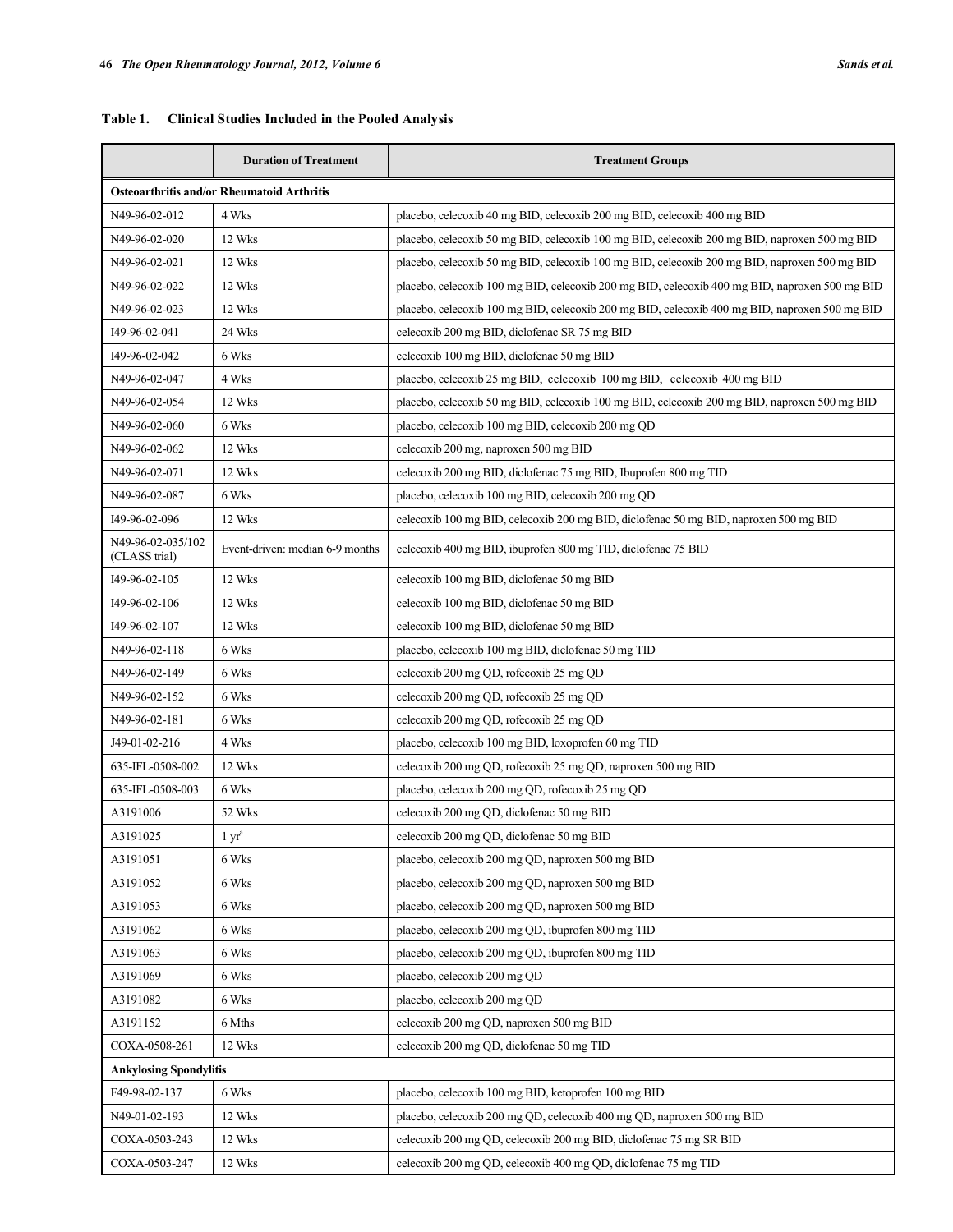**Table 1. Clinical Studies Included in the Pooled Analysis**

| | Duration of Treatment | Treatment Groups |
|---|---|---|
| **Osteoarthritis and/or Rheumatoid Arthritis** | | |
| N49-96-02-012 | 4 Wks | placebo, celecoxib 40 mg BID, celecoxib 200 mg BID, celecoxib 400 mg BID |
| N49-96-02-020 | 12 Wks | placebo, celecoxib 50 mg BID, celecoxib 100 mg BID, celecoxib 200 mg BID, naproxen 500 mg BID |
| N49-96-02-021 | 12 Wks | placebo, celecoxib 50 mg BID, celecoxib 100 mg BID, celecoxib 200 mg BID, naproxen 500 mg BID |
| N49-96-02-022 | 12 Wks | placebo, celecoxib 100 mg BID, celecoxib 200 mg BID, celecoxib 400 mg BID, naproxen 500 mg BID |
| N49-96-02-023 | 12 Wks | placebo, celecoxib 100 mg BID, celecoxib 200 mg BID, celecoxib 400 mg BID, naproxen 500 mg BID |
| I49-96-02-041 | 24 Wks | celecoxib 200 mg BID, diclofenac SR 75 mg BID |
| I49-96-02-042 | 6 Wks | celecoxib 100 mg BID, diclofenac 50 mg BID |
| N49-96-02-047 | 4 Wks | placebo, celecoxib 25 mg BID, celecoxib 100 mg BID, celecoxib 400 mg BID |
| N49-96-02-054 | 12 Wks | placebo, celecoxib 50 mg BID, celecoxib 100 mg BID, celecoxib 200 mg BID, naproxen 500 mg BID |
| N49-96-02-060 | 6 Wks | placebo, celecoxib 100 mg BID, celecoxib 200 mg QD |
| N49-96-02-062 | 12 Wks | celecoxib 200 mg, naproxen 500 mg BID |
| N49-96-02-071 | 12 Wks | celecoxib 200 mg BID, diclofenac 75 mg BID, Ibuprofen 800 mg TID |
| N49-96-02-087 | 6 Wks | placebo, celecoxib 100 mg BID, celecoxib 200 mg QD |
| I49-96-02-096 | 12 Wks | celecoxib 100 mg BID, celecoxib 200 mg BID, diclofenac 50 mg BID, naproxen 500 mg BID |
| N49-96-02-035/102 (CLASS trial) | Event-driven: median 6-9 months | celecoxib 400 mg BID, ibuprofen 800 mg TID, diclofenac 75 BID |
| I49-96-02-105 | 12 Wks | celecoxib 100 mg BID, diclofenac 50 mg BID |
| I49-96-02-106 | 12 Wks | celecoxib 100 mg BID, diclofenac 50 mg BID |
| I49-96-02-107 | 12 Wks | celecoxib 100 mg BID, diclofenac 50 mg BID |
| N49-96-02-118 | 6 Wks | placebo, celecoxib 100 mg BID, diclofenac 50 mg TID |
| N49-96-02-149 | 6 Wks | celecoxib 200 mg QD, rofecoxib 25 mg QD |
| N49-96-02-152 | 6 Wks | celecoxib 200 mg QD, rofecoxib 25 mg QD |
| N49-96-02-181 | 6 Wks | celecoxib 200 mg QD, rofecoxib 25 mg QD |
| J49-01-02-216 | 4 Wks | placebo, celecoxib 100 mg BID, loxoprofen 60 mg TID |
| 635-IFL-0508-002 | 12 Wks | celecoxib 200 mg QD, rofecoxib 25 mg QD, naproxen 500 mg BID |
| 635-IFL-0508-003 | 6 Wks | placebo, celecoxib 200 mg QD, rofecoxib 25 mg QD |
| A3191006 | 52 Wks | celecoxib 200 mg QD, diclofenac 50 mg BID |
| A3191025 | 1 yr[a] | celecoxib 200 mg QD, diclofenac 50 mg BID |
| A3191051 | 6 Wks | placebo, celecoxib 200 mg QD, naproxen 500 mg BID |
| A3191052 | 6 Wks | placebo, celecoxib 200 mg QD, naproxen 500 mg BID |
| A3191053 | 6 Wks | placebo, celecoxib 200 mg QD, naproxen 500 mg BID |
| A3191062 | 6 Wks | placebo, celecoxib 200 mg QD, ibuprofen 800 mg TID |
| A3191063 | 6 Wks | placebo, celecoxib 200 mg QD, ibuprofen 800 mg TID |
| A3191069 | 6 Wks | placebo, celecoxib 200 mg QD |
| A3191082 | 6 Wks | placebo, celecoxib 200 mg QD |
| A3191152 | 6 Mths | celecoxib 200 mg QD, naproxen 500 mg BID |
| COXA-0508-261 | 12 Wks | celecoxib 200 mg QD, diclofenac 50 mg TID |
| **Ankylosing Spondylitis** | | |
| F49-98-02-137 | 6 Wks | placebo, celecoxib 100 mg BID, ketoprofen 100 mg BID |
| N49-01-02-193 | 12 Wks | placebo, celecoxib 200 mg QD, celecoxib 400 mg QD, naproxen 500 mg BID |
| COXA-0503-243 | 12 Wks | celecoxib 200 mg QD, celecoxib 200 mg BID, diclofenac 75 mg SR BID |
| COXA-0503-247 | 12 Wks | celecoxib 200 mg QD, celecoxib 400 mg QD, diclofenac 75 mg TID |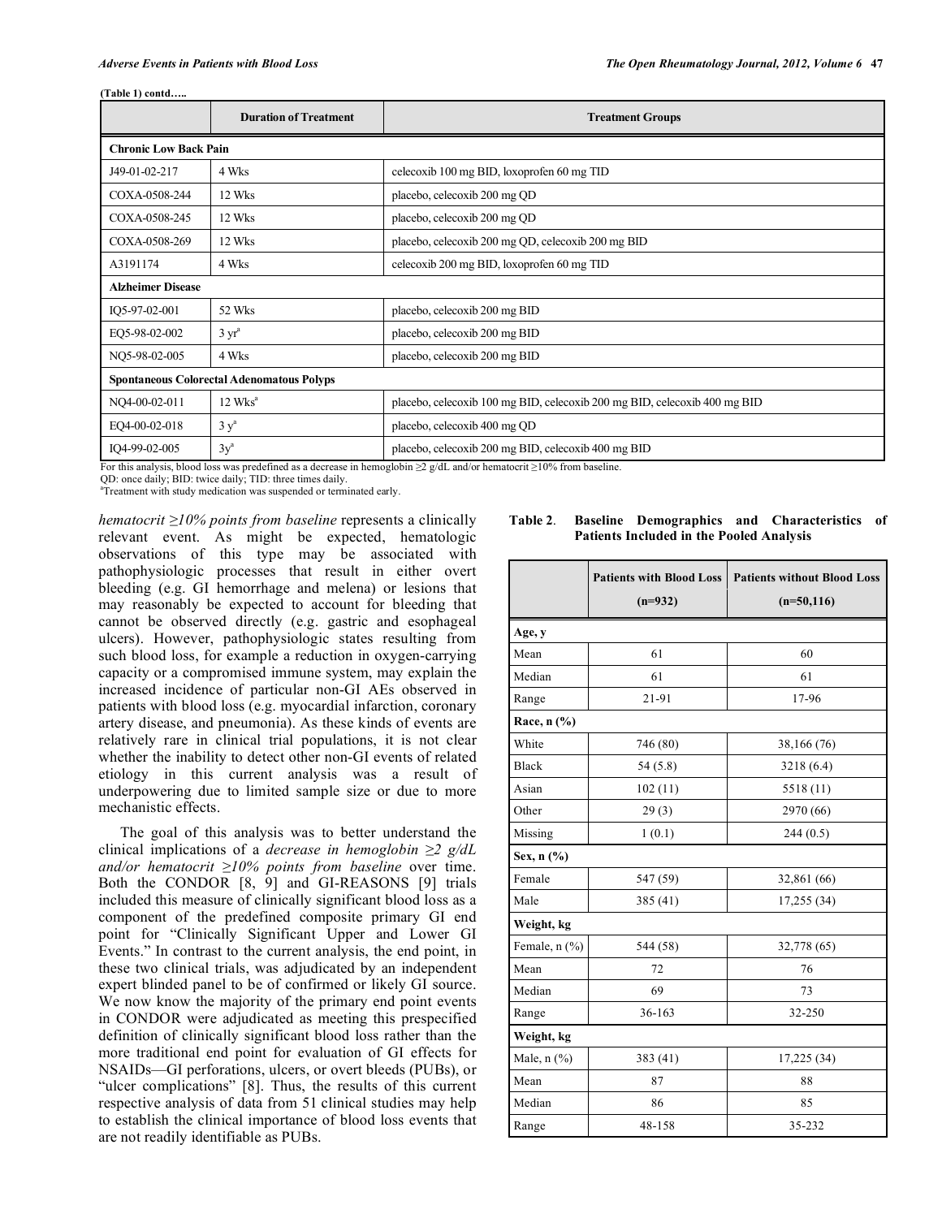**(Table 1) contd…..**

| | Duration of Treatment | Treatment Groups |
|---|---|---|
| **Chronic Low Back Pain** | | |
| J49-01-02-217 | 4 Wks | celecoxib 100 mg BID, loxoprofen 60 mg TID |
| COXA-0508-244 | 12 Wks | placebo, celecoxib 200 mg QD |
| COXA-0508-245 | 12 Wks | placebo, celecoxib 200 mg QD |
| COXA-0508-269 | 12 Wks | placebo, celecoxib 200 mg QD, celecoxib 200 mg BID |
| A3191174 | 4 Wks | celecoxib 200 mg BID, loxoprofen 60 mg TID |
| **Alzheimer Disease** | | |
| IQ5-97-02-001 | 52 Wks | placebo, celecoxib 200 mg BID |
| EQ5-98-02-002 | 3 yr[a] | placebo, celecoxib 200 mg BID |
| NQ5-98-02-005 | 4 Wks | placebo, celecoxib 200 mg BID |
| **Spontaneous Colorectal Adenomatous Polyps** | | |
| NQ4-00-02-011 | 12 Wks[a] | placebo, celecoxib 100 mg BID, celecoxib 200 mg BID, celecoxib 400 mg BID |
| EQ4-00-02-018 | 3 y[a] | placebo, celecoxib 400 mg QD |
| IQ4-99-02-005 | 3y[a] | placebo, celecoxib 200 mg BID, celecoxib 400 mg BID |

For this analysis, blood loss was predefined as a decrease in hemoglobin ≥2 g/dL and/or hematocrit ≥10% from baseline.
QD: once daily; BID: twice daily; TID: three times daily.
[a]Treatment with study medication was suspended or terminated early.

*hematocrit ≥10% points from baseline* represents a clinically relevant event. As might be expected, hematologic observations of this type may be associated with pathophysiologic processes that result in either overt bleeding (e.g. GI hemorrhage and melena) or lesions that may reasonably be expected to account for bleeding that cannot be observed directly (e.g. gastric and esophageal ulcers). However, pathophysiologic states resulting from such blood loss, for example a reduction in oxygen-carrying capacity or a compromised immune system, may explain the increased incidence of particular non-GI AEs observed in patients with blood loss (e.g. myocardial infarction, coronary artery disease, and pneumonia). As these kinds of events are relatively rare in clinical trial populations, it is not clear whether the inability to detect other non-GI events of related etiology in this current analysis was a result of underpowering due to limited sample size or due to more mechanistic effects.

The goal of this analysis was to better understand the clinical implications of a *decrease in hemoglobin ≥2 g/dL and/or hematocrit ≥10% points from baseline* over time. Both the CONDOR [8, 9] and GI-REASONS [9] trials included this measure of clinically significant blood loss as a component of the predefined composite primary GI end point for "Clinically Significant Upper and Lower GI Events." In contrast to the current analysis, the end point, in these two clinical trials, was adjudicated by an independent expert blinded panel to be of confirmed or likely GI source. We now know the majority of the primary end point events in CONDOR were adjudicated as meeting this prespecified definition of clinically significant blood loss rather than the more traditional end point for evaluation of GI effects for NSAIDs—GI perforations, ulcers, or overt bleeds (PUBs), or "ulcer complications" [8]. Thus, the results of this current respective analysis of data from 51 clinical studies may help to establish the clinical importance of blood loss events that are not readily identifiable as PUBs.

**Table 2. Baseline Demographics and Characteristics of Patients Included in the Pooled Analysis**

| | Patients with Blood Loss (n=932) | Patients without Blood Loss (n=50,116) |
|---|---|---|
| **Age, y** | | |
| Mean | 61 | 60 |
| Median | 61 | 61 |
| Range | 21-91 | 17-96 |
| **Race, n (%)** | | |
| White | 746 (80) | 38,166 (76) |
| Black | 54 (5.8) | 3218 (6.4) |
| Asian | 102 (11) | 5518 (11) |
| Other | 29 (3) | 2970 (66) |
| Missing | 1 (0.1) | 244 (0.5) |
| **Sex, n (%)** | | |
| Female | 547 (59) | 32,861 (66) |
| Male | 385 (41) | 17,255 (34) |
| **Weight, kg** | | |
| Female, n (%) | 544 (58) | 32,778 (65) |
| Mean | 72 | 76 |
| Median | 69 | 73 |
| Range | 36-163 | 32-250 |
| **Weight, kg** | | |
| Male, n (%) | 383 (41) | 17,225 (34) |
| Mean | 87 | 88 |
| Median | 86 | 85 |
| Range | 48-158 | 35-232 |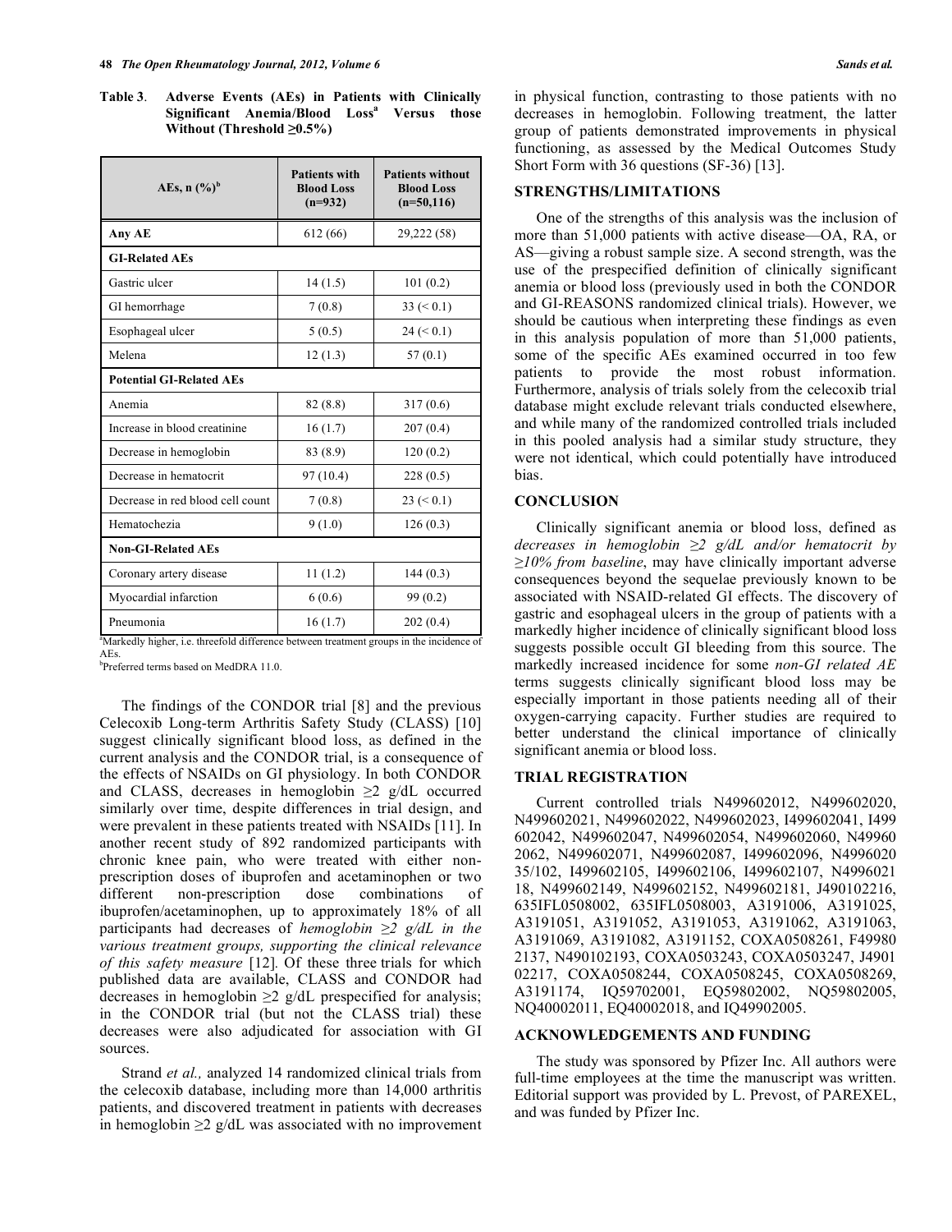**Table 3. Adverse Events (AEs) in Patients with Clinically Significant Anemia/Blood Loss[a] Versus those Without (Threshold ≥0.5%)**

| AEs, n (%)[b] | Patients with Blood Loss (n=932) | Patients without Blood Loss (n=50,116) |
|---|---|---|
| **Any AE** | 612 (66) | 29,222 (58) |
| **GI-Related AEs** | | |
| Gastric ulcer | 14 (1.5) | 101 (0.2) |
| GI hemorrhage | 7 (0.8) | 33 (< 0.1) |
| Esophageal ulcer | 5 (0.5) | 24 (< 0.1) |
| Melena | 12 (1.3) | 57 (0.1) |
| **Potential GI-Related AEs** | | |
| Anemia | 82 (8.8) | 317 (0.6) |
| Increase in blood creatinine | 16 (1.7) | 207 (0.4) |
| Decrease in hemoglobin | 83 (8.9) | 120 (0.2) |
| Decrease in hematocrit | 97 (10.4) | 228 (0.5) |
| Decrease in red blood cell count | 7 (0.8) | 23 (< 0.1) |
| Hematochezia | 9 (1.0) | 126 (0.3) |
| **Non-GI-Related AEs** | | |
| Coronary artery disease | 11 (1.2) | 144 (0.3) |
| Myocardial infarction | 6 (0.6) | 99 (0.2) |
| Pneumonia | 16 (1.7) | 202 (0.4) |

[a]Markedly higher, i.e. threefold difference between treatment groups in the incidence of AEs.
[b]Preferred terms based on MedDRA 11.0.

The findings of the CONDOR trial [8] and the previous Celecoxib Long-term Arthritis Safety Study (CLASS) [10] suggest clinically significant blood loss, as defined in the current analysis and the CONDOR trial, is a consequence of the effects of NSAIDs on GI physiology. In both CONDOR and CLASS, decreases in hemoglobin ≥2 g/dL occurred similarly over time, despite differences in trial design, and were prevalent in these patients treated with NSAIDs [11]. In another recent study of 892 randomized participants with chronic knee pain, who were treated with either non-prescription doses of ibuprofen and acetaminophen or two different non-prescription dose combinations of ibuprofen/acetaminophen, up to approximately 18% of all participants had decreases of *hemoglobin ≥2 g/dL in the various treatment groups, supporting the clinical relevance of this safety measure* [12]. Of these three trials for which published data are available, CLASS and CONDOR had decreases in hemoglobin ≥2 g/dL prespecified for analysis; in the CONDOR trial (but not the CLASS trial) these decreases were also adjudicated for association with GI sources.

Strand *et al.,* analyzed 14 randomized clinical trials from the celecoxib database, including more than 14,000 arthritis patients, and discovered treatment in patients with decreases in hemoglobin ≥2 g/dL was associated with no improvement in physical function, contrasting to those patients with no decreases in hemoglobin. Following treatment, the latter group of patients demonstrated improvements in physical functioning, as assessed by the Medical Outcomes Study Short Form with 36 questions (SF-36) [13].

## STRENGTHS/LIMITATIONS

One of the strengths of this analysis was the inclusion of more than 51,000 patients with active disease—OA, RA, or AS—giving a robust sample size. A second strength, was the use of the prespecified definition of clinically significant anemia or blood loss (previously used in both the CONDOR and GI-REASONS randomized clinical trials). However, we should be cautious when interpreting these findings as even in this analysis population of more than 51,000 patients, some of the specific AEs examined occurred in too few patients to provide the most robust information. Furthermore, analysis of trials solely from the celecoxib trial database might exclude relevant trials conducted elsewhere, and while many of the randomized controlled trials included in this pooled analysis had a similar study structure, they were not identical, which could potentially have introduced bias.

## CONCLUSION

Clinically significant anemia or blood loss, defined as *decreases in hemoglobin ≥2 g/dL and/or hematocrit by ≥10% from baseline*, may have clinically important adverse consequences beyond the sequelae previously known to be associated with NSAID-related GI effects. The discovery of gastric and esophageal ulcers in the group of patients with a markedly higher incidence of clinically significant blood loss suggests possible occult GI bleeding from this source. The markedly increased incidence for some *non-GI related AE* terms suggests clinically significant blood loss may be especially important in those patients needing all of their oxygen-carrying capacity. Further studies are required to better understand the clinical importance of clinically significant anemia or blood loss.

## TRIAL REGISTRATION

Current controlled trials N499602012, N499602020, N499602021, N499602022, N499602023, I499602041, I499602042, N499602047, N499602054, N499602060, N499602062, N499602071, N499602087, I499602096, N499602035/102, I499602105, I499602106, I499602107, N499602118, N499602149, N499602152, N499602181, J490102216, 635IFL0508002, 635IFL0508003, A3191006, A3191025, A3191051, A3191052, A3191053, A3191062, A3191063, A3191069, A3191082, A3191152, COXA0508261, F499802137, N490102193, COXA0503243, COXA0503247, J490102217, COXA0508244, COXA0508245, COXA0508269, A3191174, IQ59702001, EQ59802002, NQ59802005, NQ40002011, EQ40002018, and IQ49902005.

## ACKNOWLEDGEMENTS AND FUNDING

The study was sponsored by Pfizer Inc. All authors were full-time employees at the time the manuscript was written. Editorial support was provided by L. Prevost, of PAREXEL, and was funded by Pfizer Inc.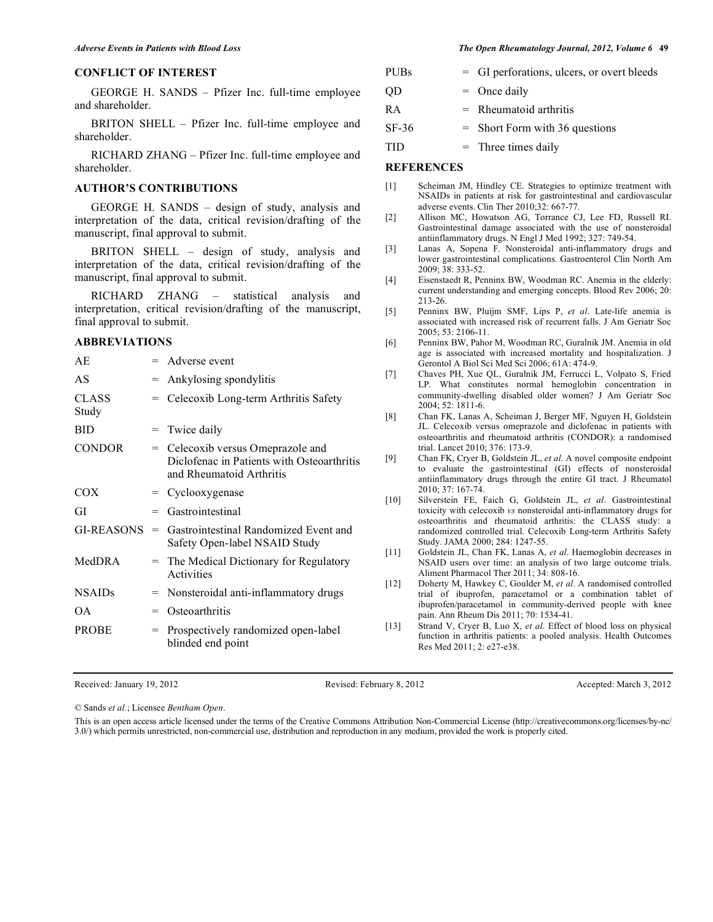## CONFLICT OF INTEREST

GEORGE H. SANDS – Pfizer Inc. full-time employee and shareholder.

BRITON SHELL – Pfizer Inc. full-time employee and shareholder.

RICHARD ZHANG – Pfizer Inc. full-time employee and shareholder.

## AUTHOR'S CONTRIBUTIONS

GEORGE H. SANDS – design of study, analysis and interpretation of the data, critical revision/drafting of the manuscript, final approval to submit.

BRITON SHELL – design of study, analysis and interpretation of the data, critical revision/drafting of the manuscript, final approval to submit.

RICHARD ZHANG – statistical analysis and interpretation, critical revision/drafting of the manuscript, final approval to submit.

## ABBREVIATIONS

| | | |
|---|---|---|
| AE | = | Adverse event |
| AS | = | Ankylosing spondylitis |
| CLASS Study | = | Celecoxib Long-term Arthritis Safety |
| BID | = | Twice daily |
| CONDOR | = | Celecoxib versus Omeprazole and Diclofenac in Patients with Osteoarthritis and Rheumatoid Arthritis |
| COX | = | Cyclooxygenase |
| GI | = | Gastrointestinal |
| GI-REASONS | = | Gastrointestinal Randomized Event and Safety Open-label NSAID Study |
| MedDRA | = | The Medical Dictionary for Regulatory Activities |
| NSAIDs | = | Nonsteroidal anti-inflammatory drugs |
| OA | = | Osteoarthritis |
| PROBE | = | Prospectively randomized open-label blinded end point |
| PUBs | = | GI perforations, ulcers, or overt bleeds |
| QD | = | Once daily |
| RA | = | Rheumatoid arthritis |
| SF-36 | = | Short Form with 36 questions |
| TID | = | Three times daily |

## REFERENCES

[1] Scheiman JM, Hindley CE. Strategies to optimize treatment with NSAIDs in patients at risk for gastrointestinal and cardiovascular adverse events. Clin Ther 2010;32: 667-77.

[2] Allison MC, Howatson AG, Torrance CJ, Lee FD, Russell RI. Gastrointestinal damage associated with the use of nonsteroidal antiinflammatory drugs. N Engl J Med 1992; 327: 749-54.

[3] Lanas A, Sopena F. Nonsteroidal anti-inflammatory drugs and lower gastrointestinal complications. Gastroenterol Clin North Am 2009; 38: 333-52.

[4] Eisenstaedt R, Penninx BW, Woodman RC. Anemia in the elderly: current understanding and emerging concepts. Blood Rev 2006; 20: 213-26.

[5] Penninx BW, Pluijm SMF, Lips P, *et al*. Late-life anemia is associated with increased risk of recurrent falls. J Am Geriatr Soc 2005; 53: 2106-11.

[6] Penninx BW, Pahor M, Woodman RC, Guralnik JM. Anemia in old age is associated with increased mortality and hospitalization. J Gerontol A Biol Sci Med Sci 2006; 61A: 474-9.

[7] Chaves PH, Xue QL, Guralnik JM, Ferrucci L, Volpato S, Fried LP. What constitutes normal hemoglobin concentration in community-dwelling disabled older women? J Am Geriatr Soc 2004; 52: 1811-6.

[8] Chan FK, Lanas A, Scheiman J, Berger MF, Nguyen H, Goldstein JL. Celecoxib versus omeprazole and diclofenac in patients with osteoarthritis and rheumatoid arthritis (CONDOR): a randomised trial. Lancet 2010; 376: 173-9.

[9] Chan FK, Cryer B, Goldstein JL, *et al*. A novel composite endpoint to evaluate the gastrointestinal (GI) effects of nonsteroidal antiinflammatory drugs through the entire GI tract. J Rheumatol 2010; 37: 167-74.

[10] Silverstein FE, Faich G, Goldstein JL, *et al*. Gastrointestinal toxicity with celecoxib *vs* nonsteroidal anti-inflammatory drugs for osteoarthritis and rheumatoid arthritis: the CLASS study: a randomized controlled trial. Celecoxib Long-term Arthritis Safety Study. JAMA 2000; 284: 1247-55.

[11] Goldstein JL, Chan FK, Lanas A, *et al*. Haemoglobin decreases in NSAID users over time: an analysis of two large outcome trials. Aliment Pharmacol Ther 2011; 34: 808-16.

[12] Doherty M, Hawkey C, Goulder M, *et al*. A randomised controlled trial of ibuprofen, paracetamol or a combination tablet of ibuprofen/paracetamol in community-derived people with knee pain. Ann Rheum Dis 2011; 70: 1534-41.

[13] Strand V, Cryer B, Luo X, *et al*. Effect of blood loss on physical function in arthritis patients: a pooled analysis. Health Outcomes Res Med 2011; 2: e27-e38.

Received: January 19, 2012 Revised: February 8, 2012 Accepted: March 3, 2012

© Sands *et al.*; Licensee *Bentham Open*.

This is an open access article licensed under the terms of the Creative Commons Attribution Non-Commercial License (http://creativecommons.org/licenses/by-nc/3.0/) which permits unrestricted, non-commercial use, distribution and reproduction in any medium, provided the work is properly cited.